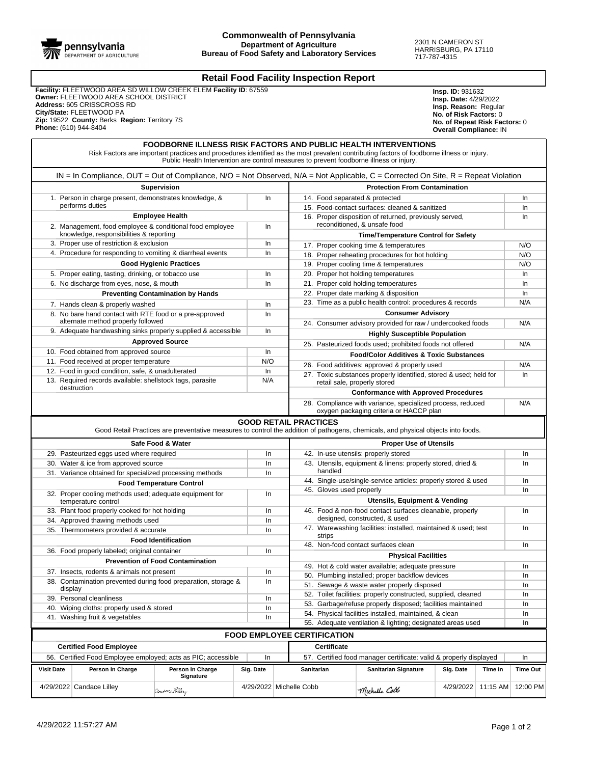pennsylvania DEPARTMENT OF AGRICULTURE

**Commonwealth of Pennsylvania**
**Department of Agriculture**
**Bureau of Food Safety and Laboratory Services**

2301 N CAMERON ST
HARRISBURG, PA 17110
717-787-4315

# Retail Food Facility Inspection Report

**Facility:** FLEETWOOD AREA SD WILLOW CREEK ELEM **Facility ID**: 67559
**Owner:** FLEETWOOD AREA SCHOOL DISTRICT
**Address:** 605 CRISSCROSS RD
**City/State:** FLEETWOOD PA
**Zip:** 19522 **County:** Berks **Region:** Territory 7S
**Phone:** (610) 944-8404

**Insp. ID:** 931632
**Insp. Date:** 4/29/2022
**Insp. Reason:** Regular
**No. of Risk Factors:** 0
**No. of Repeat Risk Factors:** 0
**Overall Compliance:** IN

## FOODBORNE ILLNESS RISK FACTORS AND PUBLIC HEALTH INTERVENTIONS

Risk Factors are important practices and procedures identified as the most prevalent contributing factors of foodborne illness or injury. Public Health Intervention are control measures to prevent foodborne illness or injury.

IN = In Compliance, OUT = Out of Compliance, N/O = Not Observed, N/A = Not Applicable, C = Corrected On Site, R = Repeat Violation

| Item | Status |
|---|---|
| **Supervision** | |
| 1. Person in charge present, demonstrates knowledge, & performs duties | In |
| **Employee Health** | |
| 2. Management, food employee & conditional food employee knowledge, responsibilities & reporting | In |
| 3. Proper use of restriction & exclusion | In |
| 4. Procedure for responding to vomiting & diarrheal events | In |
| **Good Hygienic Practices** | |
| 5. Proper eating, tasting, drinking, or tobacco use | In |
| 6. No discharge from eyes, nose, & mouth | In |
| **Preventing Contamination by Hands** | |
| 7. Hands clean & properly washed | In |
| 8. No bare hand contact with RTE food or a pre-approved alternate method properly followed | In |
| 9. Adequate handwashing sinks properly supplied & accessible | In |
| **Approved Source** | |
| 10. Food obtained from approved source | In |
| 11. Food received at proper temperature | N/O |
| 12. Food in good condition, safe, & unadulterated | In |
| 13. Required records available: shellstock tags, parasite destruction | N/A |
| **Protection From Contamination** | |
| 14. Food separated & protected | In |
| 15. Food-contact surfaces: cleaned & sanitized | In |
| 16. Proper disposition of returned, previously served, reconditioned, & unsafe food | In |
| **Time/Temperature Control for Safety** | |
| 17. Proper cooking time & temperatures | N/O |
| 18. Proper reheating procedures for hot holding | N/O |
| 19. Proper cooling time & temperatures | N/O |
| 20. Proper hot holding temperatures | In |
| 21. Proper cold holding temperatures | In |
| 22. Proper date marking & disposition | In |
| 23. Time as a public health control: procedures & records | N/A |
| **Consumer Advisory** | |
| 24. Consumer advisory provided for raw / undercooked foods | N/A |
| **Highly Susceptible Population** | |
| 25. Pasteurized foods used; prohibited foods not offered | N/A |
| **Food/Color Additives & Toxic Substances** | |
| 26. Food additives: approved & properly used | N/A |
| 27. Toxic substances properly identified, stored & used; held for retail sale, properly stored | In |
| **Conformance with Approved Procedures** | |
| 28. Compliance with variance, specialized process, reduced oxygen packaging criteria or HACCP plan | N/A |

## GOOD RETAIL PRACTICES

Good Retail Practices are preventative measures to control the addition of pathogens, chemicals, and physical objects into foods.

| Item | Status |
|---|---|
| **Safe Food & Water** | |
| 29. Pasteurized eggs used where required | In |
| 30. Water & ice from approved source | In |
| 31. Variance obtained for specialized processing methods | In |
| **Food Temperature Control** | |
| 32. Proper cooling methods used; adequate equipment for temperature control | In |
| 33. Plant food properly cooked for hot holding | In |
| 34. Approved thawing methods used | In |
| 35. Thermometers provided & accurate | In |
| **Food Identification** | |
| 36. Food properly labeled; original container | In |
| **Prevention of Food Contamination** | |
| 37. Insects, rodents & animals not present | In |
| 38. Contamination prevented during food preparation, storage & display | In |
| 39. Personal cleanliness | In |
| 40. Wiping cloths: properly used & stored | In |
| 41. Washing fruit & vegetables | In |
| **Proper Use of Utensils** | |
| 42. In-use utensils: properly stored | In |
| 43. Utensils, equipment & linens: properly stored, dried & handled | In |
| 44. Single-use/single-service articles: properly stored & used | In |
| 45. Gloves used properly | In |
| **Utensils, Equipment & Vending** | |
| 46. Food & non-food contact surfaces cleanable, properly designed, constructed, & used | In |
| 47. Warewashing facilities: installed, maintained & used; test strips | In |
| 48. Non-food contact surfaces clean | In |
| **Physical Facilities** | |
| 49. Hot & cold water available; adequate pressure | In |
| 50. Plumbing installed; proper backflow devices | In |
| 51. Sewage & waste water properly disposed | In |
| 52. Toilet facilities: properly constructed, supplied, cleaned | In |
| 53. Garbage/refuse properly disposed; facilities maintained | In |
| 54. Physical facilities installed, maintained, & clean | In |
| 55. Adequate ventilation & lighting; designated areas used | In |

## FOOD EMPLOYEE CERTIFICATION

| Item | Status |
|---|---|
| **Certified Food Employee** | |
| 56. Certified Food Employee employed; acts as PIC; accessible | In |
| **Certificate** | |
| 57. Certified food manager certificate: valid & properly displayed | In |

| Visit Date | Person In Charge | Person In Charge Signature | Sig. Date | Sanitarian | Sanitarian Signature | Sig. Date | Time In | Time Out |
|---|---|---|---|---|---|---|---|---|
| 4/29/2022 | Candace Lilley | Candace Lilley | 4/29/2022 | Michelle Cobb | Michelle Cobb | 4/29/2022 | 11:15 AM | 12:00 PM |

4/29/2022 11:57:27 AM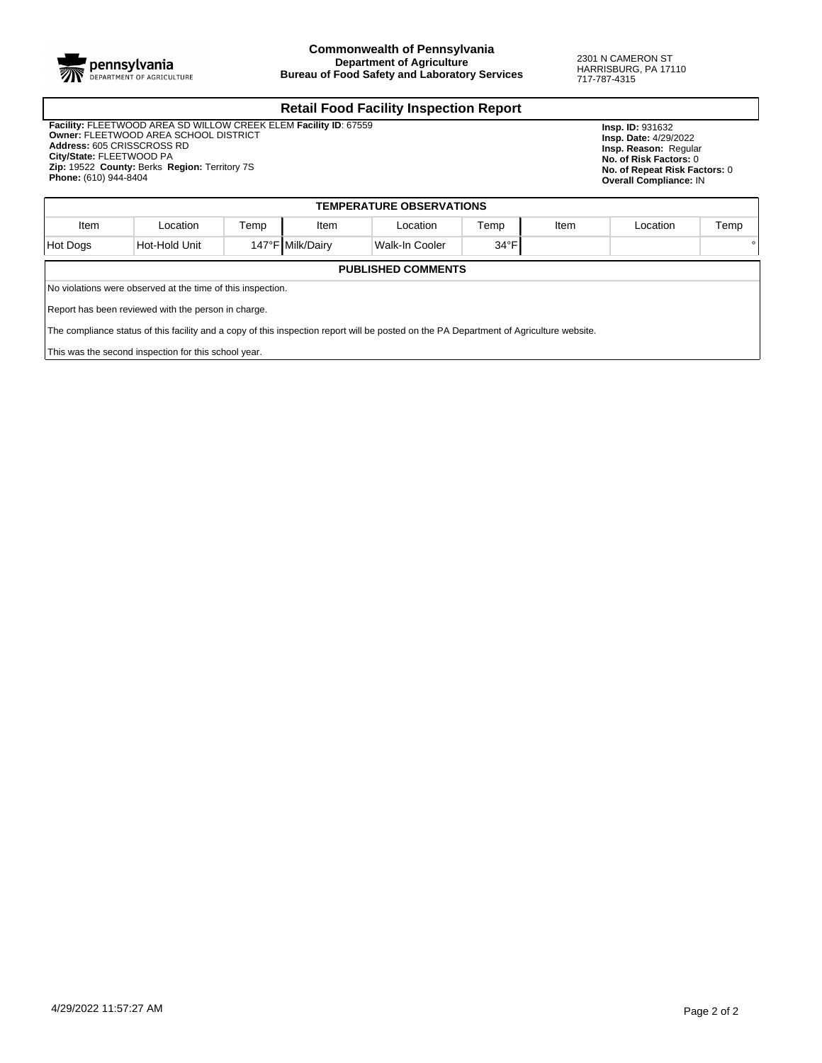Commonwealth of Pennsylvania
Department of Agriculture
Bureau of Food Safety and Laboratory Services

2301 N CAMERON ST
HARRISBURG, PA 17110
717-787-4315

## Retail Food Facility Inspection Report

**Facility:** FLEETWOOD AREA SD WILLOW CREEK ELEM **Facility ID**: 67559
**Owner:** FLEETWOOD AREA SCHOOL DISTRICT
**Address:** 605 CRISSCROSS RD
**City/State:** FLEETWOOD PA
**Zip:** 19522 **County:** Berks **Region:** Territory 7S
**Phone:** (610) 944-8404

**Insp. ID:** 931632
**Insp. Date:** 4/29/2022
**Insp. Reason:** Regular
**No. of Risk Factors:** 0
**No. of Repeat Risk Factors:** 0
**Overall Compliance:** IN

### TEMPERATURE OBSERVATIONS

| Item | Location | Temp | Item | Location | Temp | Item | Location | Temp |
|---|---|---|---|---|---|---|---|---|
| Hot Dogs | Hot-Hold Unit | 147°F | Milk/Dairy | Walk-In Cooler | 34°F | | | ° |

### PUBLISHED COMMENTS

No violations were observed at the time of this inspection.

Report has been reviewed with the person in charge.

The compliance status of this facility and a copy of this inspection report will be posted on the PA Department of Agriculture website.

This was the second inspection for this school year.

4/29/2022 11:57:27 AM